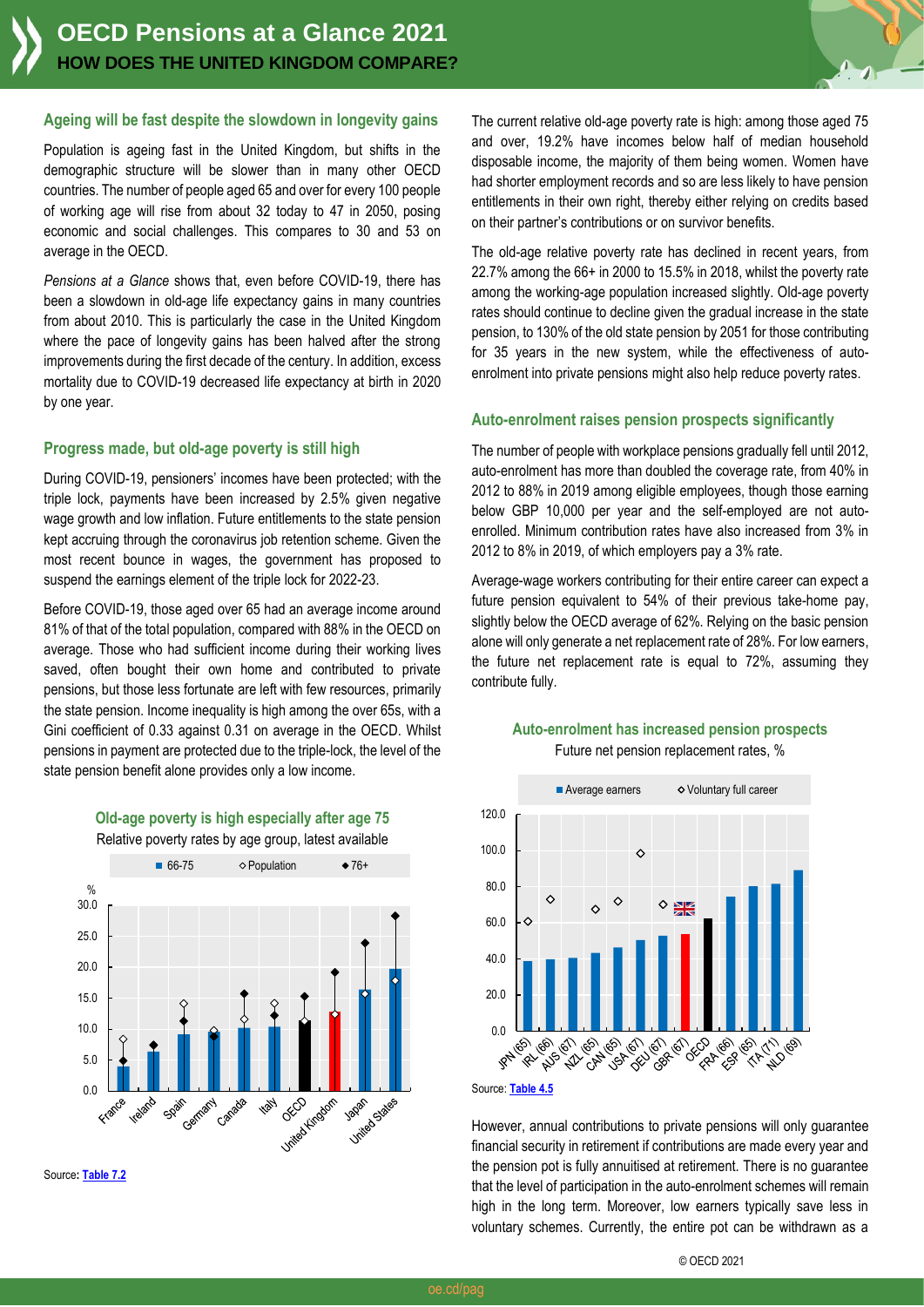# OECD Pensions at a Glance 2021

## HOW DOES THE UNITED KINGDOM COMPARE?

### Ageing will be fast despite the slowdown in longevity gains

Population is ageing fast in the United Kingdom, but shifts in the demographic structure will be slower than in many other OECD countries. The number of people aged 65 and over for every 100 people of working age will rise from about 32 today to 47 in 2050, posing economic and social challenges. This compares to 30 and 53 on average in the OECD.

*Pensions at a Glance* shows that, even before COVID-19, there has been a slowdown in old-age life expectancy gains in many countries from about 2010. This is particularly the case in the United Kingdom where the pace of longevity gains has been halved after the strong improvements during the first decade of the century. In addition, excess mortality due to COVID-19 decreased life expectancy at birth in 2020 by one year.

### Progress made, but old-age poverty is still high

During COVID-19, pensioners' incomes have been protected; with the triple lock, payments have been increased by 2.5% given negative wage growth and low inflation. Future entitlements to the state pension kept accruing through the coronavirus job retention scheme. Given the most recent bounce in wages, the government has proposed to suspend the earnings element of the triple lock for 2022-23.

Before COVID-19, those aged over 65 had an average income around 81% of that of the total population, compared with 88% in the OECD on average. Those who had sufficient income during their working lives saved, often bought their own home and contributed to private pensions, but those less fortunate are left with few resources, primarily the state pension. Income inequality is high among the over 65s, with a Gini coefficient of 0.33 against 0.31 on average in the OECD. Whilst pensions in payment are protected due to the triple-lock, the level of the state pension benefit alone provides only a low income.

**Old-age poverty is high especially after age 75**

Relative poverty rates by age group, latest available

Legend: 66-75 (bars), Population (◇), 76+ (◆). Y-axis: %, 0.0–30.0. Countries: France, Ireland, Spain, Germany, Canada, Italy, OECD, United Kingdom, Japan, United States.

Source: Table 7.2

The current relative old-age poverty rate is high: among those aged 75 and over, 19.2% have incomes below half of median household disposable income, the majority of them being women. Women have had shorter employment records and so are less likely to have pension entitlements in their own right, thereby either relying on credits based on their partner's contributions or on survivor benefits.

The old-age relative poverty rate has declined in recent years, from 22.7% among the 66+ in 2000 to 15.5% in 2018, whilst the poverty rate among the working-age population increased slightly. Old-age poverty rates should continue to decline given the gradual increase in the state pension, to 130% of the old state pension by 2051 for those contributing for 35 years in the new system, while the effectiveness of auto-enrolment into private pensions might also help reduce poverty rates.

### Auto-enrolment raises pension prospects significantly

The number of people with workplace pensions gradually fell until 2012, auto-enrolment has more than doubled the coverage rate, from 40% in 2012 to 88% in 2019 among eligible employees, though those earning below GBP 10,000 per year and the self-employed are not auto-enrolled. Minimum contribution rates have also increased from 3% in 2012 to 8% in 2019, of which employers pay a 3% rate.

Average-wage workers contributing for their entire career can expect a future pension equivalent to 54% of their previous take-home pay, slightly below the OECD average of 62%. Relying on the basic pension alone will only generate a net replacement rate of 28%. For low earners, the future net replacement rate is equal to 72%, assuming they contribute fully.

**Auto-enrolment has increased pension prospects**

Future net pension replacement rates, %

Legend: Average earners (bars), Voluntary full career (◇). Y-axis: 0.0–120.0. Countries: JPN (65), IRL (66), AUS (67), NZL (65), CAN (65), USA (67), DEU (67), GBR (67), OECD, FRA (66), ESP (65), ITA (71), NLD (69).

Source: Table 4.5

However, annual contributions to private pensions will only guarantee financial security in retirement if contributions are made every year and the pension pot is fully annuitised at retirement. There is no guarantee that the level of participation in the auto-enrolment schemes will remain high in the long term. Moreover, low earners typically save less in voluntary schemes. Currently, the entire pot can be withdrawn as a

© OECD 2021

oe.cd/pag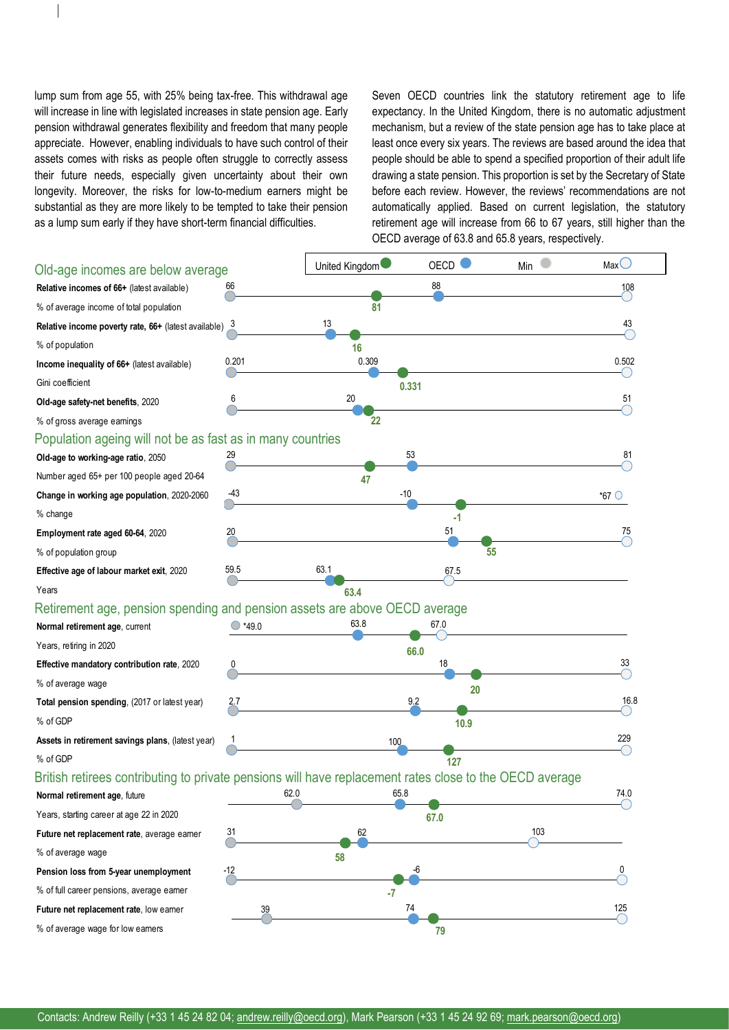lump sum from age 55, with 25% being tax-free. This withdrawal age will increase in line with legislated increases in state pension age. Early pension withdrawal generates flexibility and freedom that many people appreciate. However, enabling individuals to have such control of their assets comes with risks as people often struggle to correctly assess their future needs, especially given uncertainty about their own longevity. Moreover, the risks for low-to-medium earners might be substantial as they are more likely to be tempted to take their pension as a lump sum early if they have short-term financial difficulties.

Seven OECD countries link the statutory retirement age to life expectancy. In the United Kingdom, there is no automatic adjustment mechanism, but a review of the state pension age has to take place at least once every six years. The reviews are based around the idea that people should be able to spend a specified proportion of their adult life drawing a state pension. This proportion is set by the Secretary of State before each review. However, the reviews' recommendations are not automatically applied. Based on current legislation, the statutory retirement age will increase from 66 to 67 years, still higher than the OECD average of 63.8 and 65.8 years, respectively.

United Kingdom  OECD  Min  Max

## Old-age incomes are below average

**Relative incomes of 66+** (latest available)
% of average income of total population
66  81  88  108

**Relative income poverty rate, 66+** (latest available)
% of population
3  13  16  43

**Income inequality of 66+** (latest available)
Gini coefficient
0.201  0.309  0.331  0.502

**Old-age safety-net benefits**, 2020
% of gross average earnings
6  20  22  51

## Population ageing will not be as fast as in many countries

**Old-age to working-age ratio**, 2050
Number aged 65+ per 100 people aged 20-64
29  47  53  81

**Change in working age population**, 2020-2060
% change
-43  -10  -1  *67

**Employment rate aged 60-64**, 2020
% of population group
20  51  55  75

**Effective age of labour market exit**, 2020
Years
59.5  63.1  63.4  67.5

## Retirement age, pension spending and pension assets are above OECD average

**Normal retirement age**, current
Years, retiring in 2020
*49.0  63.8  66.0  67.0

**Effective mandatory contribution rate**, 2020
% of average wage
0  18  20  33

**Total pension spending**, (2017 or latest year)
% of GDP
2.7  9.2  10.9  16.8

**Assets in retirement savings plans**, (latest year)
% of GDP
1  100  127  229

## British retirees contributing to private pensions will have replacement rates close to the OECD average

**Normal retirement age**, future
Years, starting career at age 22 in 2020
62.0  65.8  67.0  74.0

**Future net replacement rate**, average earner
% of average wage
31  58  62  103

**Pension loss from 5-year unemployment**
% of full career pensions, average earner
-12  -7  -6  0

**Future net replacement rate**, low earner
% of average wage for low earners
39  74  79  125

Contacts: Andrew Reilly (+33 1 45 24 82 04; andrew.reilly@oecd.org), Mark Pearson (+33 1 45 24 92 69; mark.pearson@oecd.org)